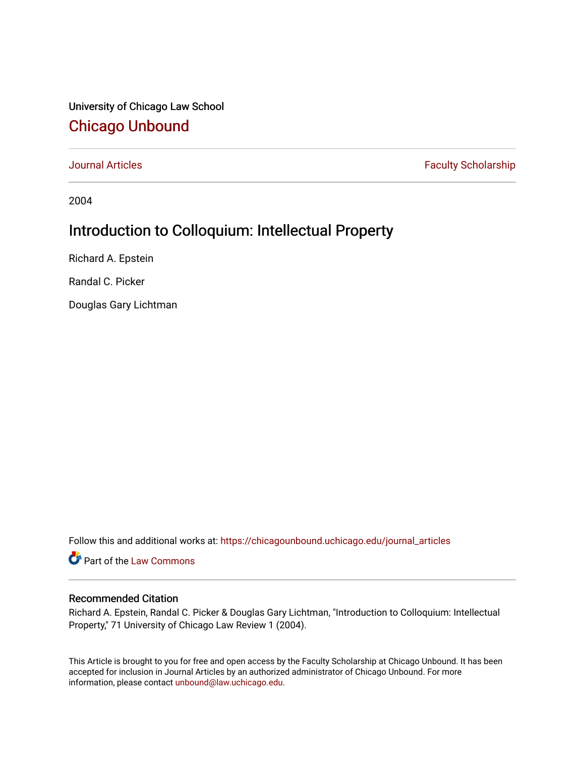University of Chicago Law School

# Chicago Unbound

Journal Articles | Faculty Scholarship

2004

## Introduction to Colloquium: Intellectual Property

Richard A. Epstein

Randal C. Picker

Douglas Gary Lichtman

Follow this and additional works at: https://chicagounbound.uchicago.edu/journal_articles

Part of the Law Commons

### Recommended Citation

Richard A. Epstein, Randal C. Picker & Douglas Gary Lichtman, "Introduction to Colloquium: Intellectual Property," 71 University of Chicago Law Review 1 (2004).

This Article is brought to you for free and open access by the Faculty Scholarship at Chicago Unbound. It has been accepted for inclusion in Journal Articles by an authorized administrator of Chicago Unbound. For more information, please contact unbound@law.uchicago.edu.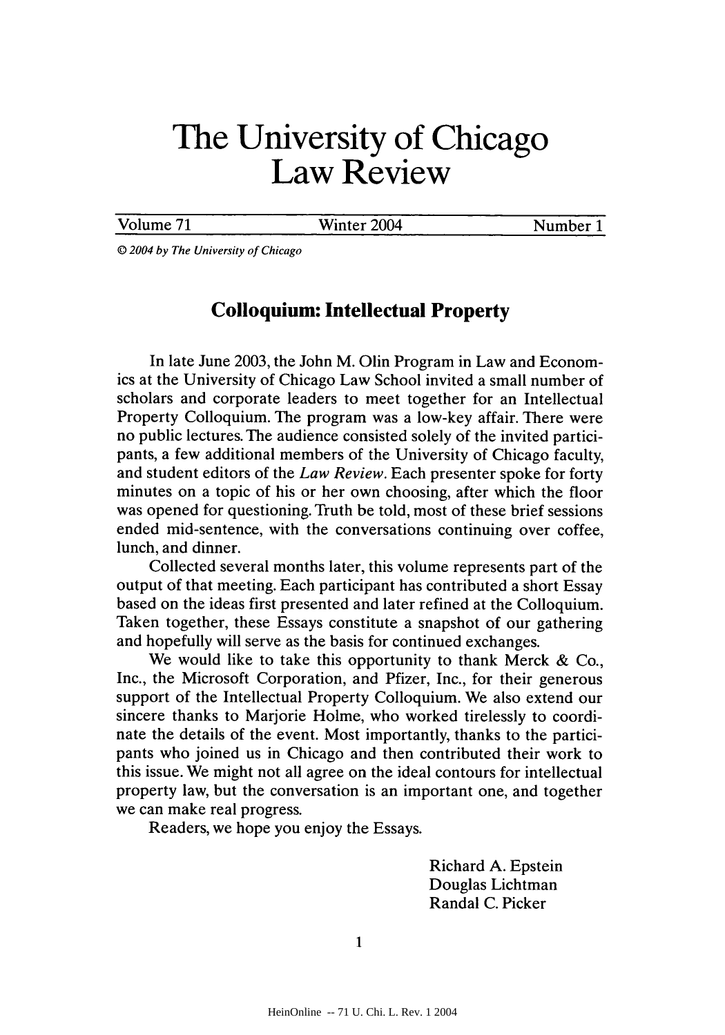# The University of Chicago Law Review

| Volume 71 | Winter 2004 | Number 1 |
|---|---|---|

*© 2004 by The University of Chicago*

## Colloquium: Intellectual Property

In late June 2003, the John M. Olin Program in Law and Economics at the University of Chicago Law School invited a small number of scholars and corporate leaders to meet together for an Intellectual Property Colloquium. The program was a low-key affair. There were no public lectures. The audience consisted solely of the invited participants, a few additional members of the University of Chicago faculty, and student editors of the *Law Review*. Each presenter spoke for forty minutes on a topic of his or her own choosing, after which the floor was opened for questioning. Truth be told, most of these brief sessions ended mid-sentence, with the conversations continuing over coffee, lunch, and dinner.

Collected several months later, this volume represents part of the output of that meeting. Each participant has contributed a short Essay based on the ideas first presented and later refined at the Colloquium. Taken together, these Essays constitute a snapshot of our gathering and hopefully will serve as the basis for continued exchanges.

We would like to take this opportunity to thank Merck & Co., Inc., the Microsoft Corporation, and Pfizer, Inc., for their generous support of the Intellectual Property Colloquium. We also extend our sincere thanks to Marjorie Holme, who worked tirelessly to coordinate the details of the event. Most importantly, thanks to the participants who joined us in Chicago and then contributed their work to this issue. We might not all agree on the ideal contours for intellectual property law, but the conversation is an important one, and together we can make real progress.

Readers, we hope you enjoy the Essays.

Richard A. Epstein
Douglas Lichtman
Randal C. Picker